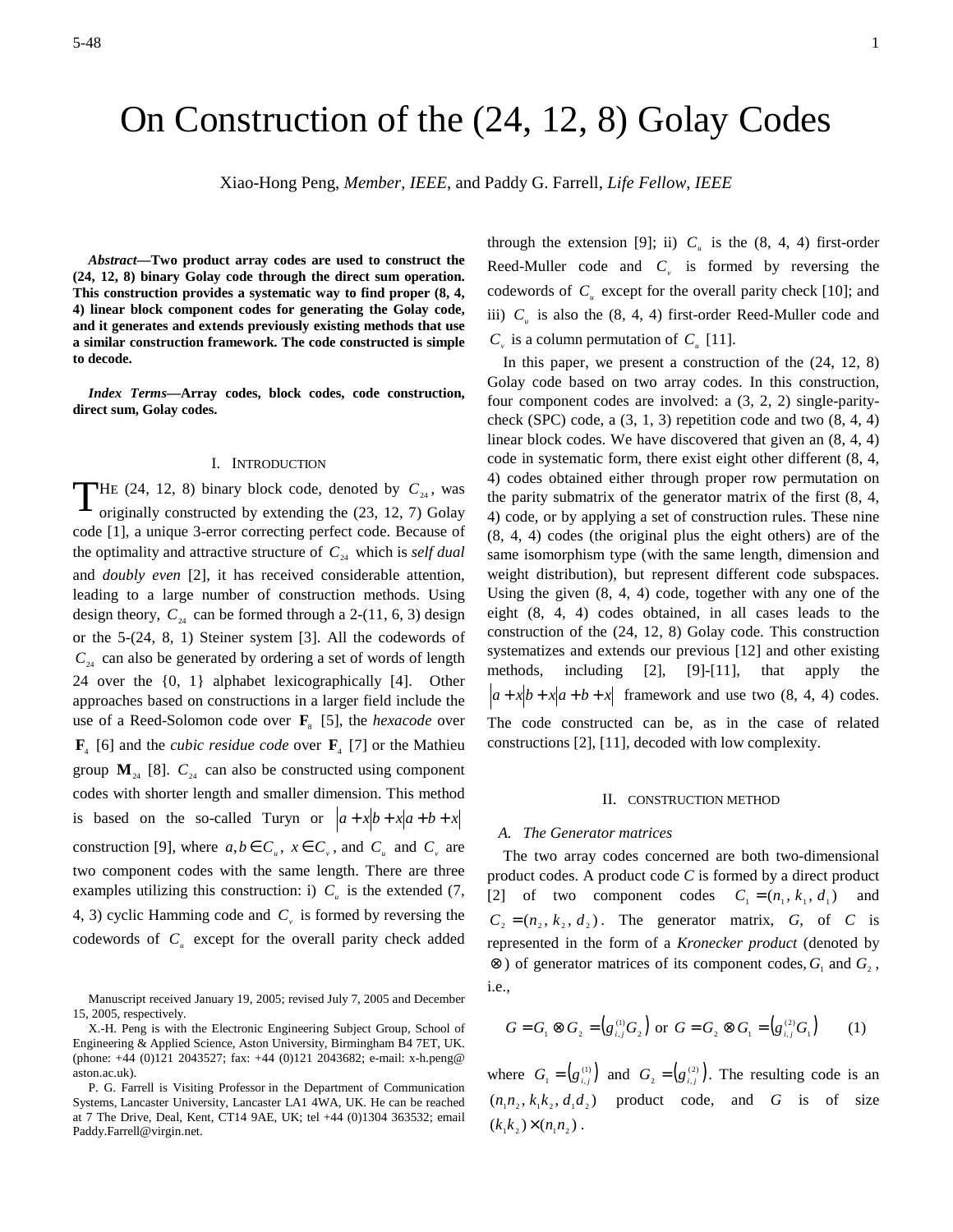# On Construction of the (24, 12, 8) Golay Codes

Xiao-Hong Peng, *Member, IEEE*, and Paddy G. Farrell, *Life Fellow, IEEE*

***Abstract*—Two product array codes are used to construct the (24, 12, 8) binary Golay code through the direct sum operation. This construction provides a systematic way to find proper (8, 4, 4) linear block component codes for generating the Golay code, and it generates and extends previously existing methods that use a similar construction framework. The code constructed is simple to decode.**

***Index Terms*—Array codes, block codes, code construction, direct sum, Golay codes.**

## I. Introduction

THE (24, 12, 8) binary block code, denoted by $C_{24}$, was originally constructed by extending the (23, 12, 7) Golay code [1], a unique 3-error correcting perfect code. Because of the optimality and attractive structure of $C_{24}$ which is *self dual* and *doubly even* [2], it has received considerable attention, leading to a large number of construction methods. Using design theory, $C_{24}$ can be formed through a 2-(11, 6, 3) design or the 5-(24, 8, 1) Steiner system [3]. All the codewords of $C_{24}$ can also be generated by ordering a set of words of length 24 over the {0, 1} alphabet lexicographically [4]. Other approaches based on constructions in a larger field include the use of a Reed-Solomon code over $\mathbf{F}_8$ [5], the *hexacode* over $\mathbf{F}_4$ [6] and the *cubic residue code* over $\mathbf{F}_4$ [7] or the Mathieu group $\mathbf{M}_{24}$ [8]. $C_{24}$ can also be constructed using component codes with shorter length and smaller dimension. This method is based on the so-called Turyn or $|a+x|b+x|a+b+x|$ construction [9], where $a, b \in C_u$, $x \in C_v$, and $C_u$ and $C_v$ are two component codes with the same length. There are three examples utilizing this construction: i) $C_u$ is the extended (7, 4, 3) cyclic Hamming code and $C_v$ is formed by reversing the codewords of $C_u$ except for the overall parity check added through the extension [9]; ii) $C_u$ is the (8, 4, 4) first-order Reed-Muller code and $C_v$ is formed by reversing the codewords of $C_u$ except for the overall parity check [10]; and iii) $C_u$ is also the (8, 4, 4) first-order Reed-Muller code and $C_v$ is a column permutation of $C_u$ [11].

In this paper, we present a construction of the (24, 12, 8) Golay code based on two array codes. In this construction, four component codes are involved: a (3, 2, 2) single-parity-check (SPC) code, a (3, 1, 3) repetition code and two (8, 4, 4) linear block codes. We have discovered that given an (8, 4, 4) code in systematic form, there exist eight other different (8, 4, 4) codes obtained either through proper row permutation on the parity submatrix of the generator matrix of the first (8, 4, 4) code, or by applying a set of construction rules. These nine (8, 4, 4) codes (the original plus the eight others) are of the same isomorphism type (with the same length, dimension and weight distribution), but represent different code subspaces. Using the given (8, 4, 4) code, together with any one of the eight (8, 4, 4) codes obtained, in all cases leads to the construction of the (24, 12, 8) Golay code. This construction systematizes and extends our previous [12] and other existing methods, including [2], [9]-[11], that apply the $|a+x|b+x|a+b+x|$ framework and use two (8, 4, 4) codes. The code constructed can be, as in the case of related constructions [2], [11], decoded with low complexity.

## II. Construction Method

### A. The Generator matrices

The two array codes concerned are both two-dimensional product codes. A product code *C* is formed by a direct product [2] of two component codes $C_1 = (n_1, k_1, d_1)$ and $C_2 = (n_2, k_2, d_2)$. The generator matrix, *G*, of *C* is represented in the form of a *Kronecker product* (denoted by $\otimes$) of generator matrices of its component codes, $G_1$ and $G_2$, i.e.,

$$G = G_1 \otimes G_2 = \left(g_{i,j}^{(1)} G_2\right) \text{ or } G = G_2 \otimes G_1 = \left(g_{i,j}^{(2)} G_1\right) \qquad (1)$$

where $G_1 = \left(g_{i,j}^{(1)}\right)$ and $G_2 = \left(g_{i,j}^{(2)}\right)$. The resulting code is an $(n_1 n_2, k_1 k_2, d_1 d_2)$ product code, and *G* is of size $(k_1 k_2) \times (n_1 n_2)$.

Manuscript received January 19, 2005; revised July 7, 2005 and December 15, 2005, respectively.

X.-H. Peng is with the Electronic Engineering Subject Group, School of Engineering & Applied Science, Aston University, Birmingham B4 7ET, UK. (phone: +44 (0)121 2043527; fax: +44 (0)121 2043682; e-mail: x-h.peng@aston.ac.uk).

P. G. Farrell is Visiting Professor in the Department of Communication Systems, Lancaster University, Lancaster LA1 4WA, UK. He can be reached at 7 The Drive, Deal, Kent, CT14 9AE, UK; tel +44 (0)1304 363532; email Paddy.Farrell@virgin.net.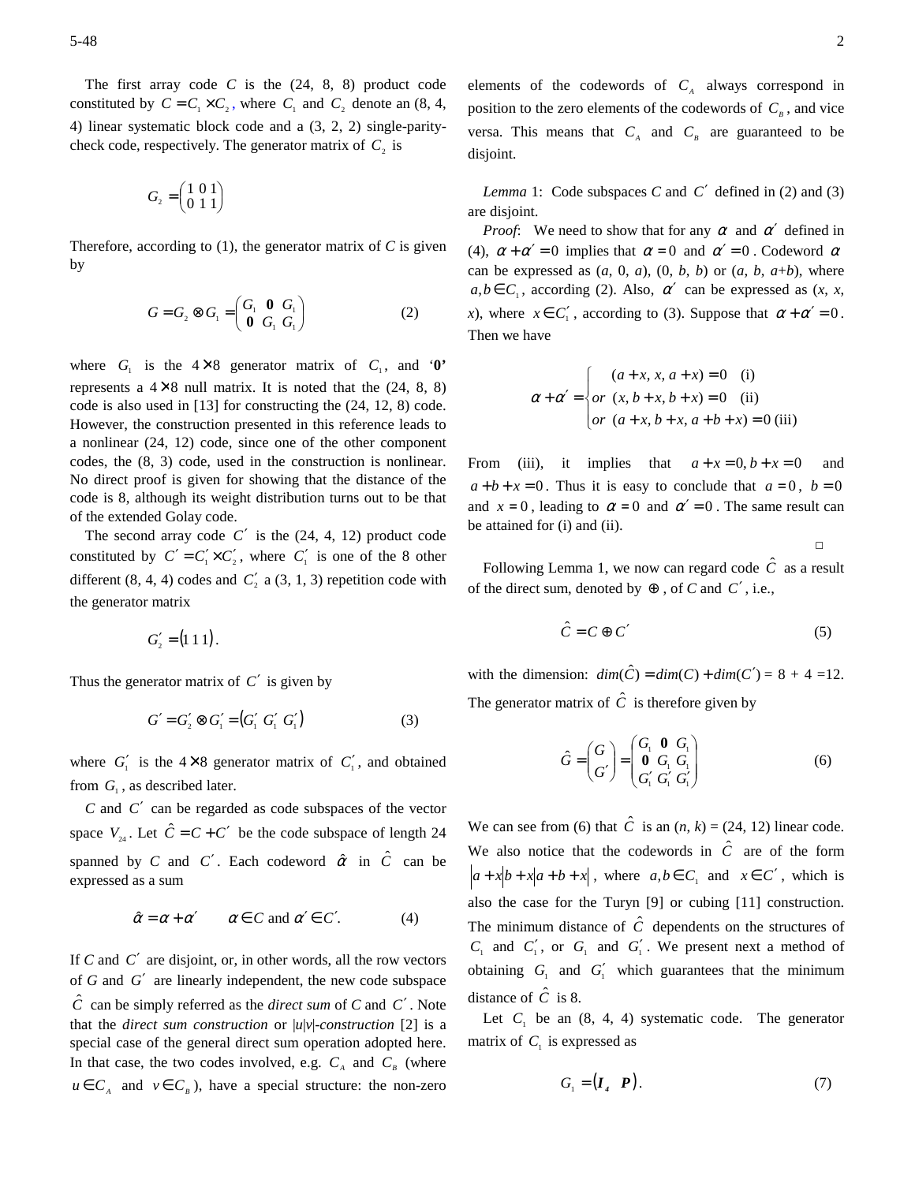The first array code $C$ is the (24, 8, 8) product code constituted by $C = C_1 \times C_2$, where $C_1$ and $C_2$ denote an (8, 4, 4) linear systematic block code and a (3, 2, 2) single-parity-check code, respectively. The generator matrix of $C_2$ is

$$G_2 = \begin{pmatrix} 1 & 0 & 1 \\ 0 & 1 & 1 \end{pmatrix}$$

Therefore, according to (1), the generator matrix of $C$ is given by

$$G = G_2 \otimes G_1 = \begin{pmatrix} G_1 & \mathbf{0} & G_1 \\ \mathbf{0} & G_1 & G_1 \end{pmatrix} \tag{2}$$

where $G_1$ is the $4 \times 8$ generator matrix of $C_1$, and '**0**' represents a $4 \times 8$ null matrix. It is noted that the (24, 8, 8) code is also used in [13] for constructing the (24, 12, 8) code. However, the construction presented in this reference leads to a nonlinear (24, 12) code, since one of the other component codes, the (8, 3) code, used in the construction is nonlinear. No direct proof is given for showing that the distance of the code is 8, although its weight distribution turns out to be that of the extended Golay code.

The second array code $C'$ is the (24, 4, 12) product code constituted by $C' = C_1' \times C_2'$, where $C_1'$ is one of the 8 other different (8, 4, 4) codes and $C_2'$ a (3, 1, 3) repetition code with the generator matrix

$$G_2' = (1\ 1\ 1).$$

Thus the generator matrix of $C'$ is given by

$$G' = G_2' \otimes G_1' = (G_1'\ G_1'\ G_1') \tag{3}$$

where $G_1'$ is the $4 \times 8$ generator matrix of $C_1'$, and obtained from $G_1$, as described later.

$C$ and $C'$ can be regarded as code subspaces of the vector space $V_{24}$. Let $\hat{C} = C + C'$ be the code subspace of length 24 spanned by $C$ and $C'$. Each codeword $\hat{\alpha}$ in $\hat{C}$ can be expressed as a sum

$$\hat{\alpha} = \alpha + \alpha' \qquad \alpha \in C \text{ and } \alpha' \in C'. \tag{4}$$

If $C$ and $C'$ are disjoint, or, in other words, all the row vectors of $G$ and $G'$ are linearly independent, the new code subspace $\hat{C}$ can be simply referred as the *direct sum* of $C$ and $C'$. Note that the *direct sum construction* or *|u|v|-construction* [2] is a special case of the general direct sum operation adopted here. In that case, the two codes involved, e.g. $C_A$ and $C_B$ (where $u \in C_A$ and $v \in C_B$), have a special structure: the non-zero elements of the codewords of $C_A$ always correspond in position to the zero elements of the codewords of $C_B$, and vice versa. This means that $C_A$ and $C_B$ are guaranteed to be disjoint.

*Lemma* 1: Code subspaces $C$ and $C'$ defined in (2) and (3) are disjoint.

*Proof*: We need to show that for any $\alpha$ and $\alpha'$ defined in (4), $\alpha + \alpha' = 0$ implies that $\alpha = 0$ and $\alpha' = 0$. Codeword $\alpha$ can be expressed as ($a$, 0, $a$), (0, $b$, $b$) or ($a$, $b$, $a$+$b$), where $a, b \in C_1$, according (2). Also, $\alpha'$ can be expressed as ($x$, $x$, $x$), where $x \in C_1'$, according to (3). Suppose that $\alpha + \alpha' = 0$. Then we have

$$\alpha + \alpha' = \begin{cases} \quad (a + x,\ x,\ a + x) = 0 \quad \text{(i)} \\ or\ \ (x,\ b + x,\ b + x) = 0 \quad \text{(ii)} \\ or\ \ (a + x,\ b + x,\ a + b + x) = 0\ \text{(iii)} \end{cases}$$

From (iii), it implies that $a + x = 0, b + x = 0$ and $a + b + x = 0$. Thus it is easy to conclude that $a = 0$, $b = 0$ and $x = 0$, leading to $\alpha = 0$ and $\alpha' = 0$. The same result can be attained for (i) and (ii).

□

Following Lemma 1, we now can regard code $\hat{C}$ as a result of the direct sum, denoted by $\oplus$, of $C$ and $C'$, i.e.,

$$\hat{C} = C \oplus C' \tag{5}$$

with the dimension: $dim(\hat{C}) = dim(C) + dim(C')$ = 8 + 4 =12. The generator matrix of $\hat{C}$ is therefore given by

$$\hat{G} = \begin{pmatrix} G \\ G' \end{pmatrix} = \begin{pmatrix} G_1 & \mathbf{0} & G_1 \\ \mathbf{0} & G_1 & G_1 \\ G_1' & G_1' & G_1' \end{pmatrix} \tag{6}$$

We can see from (6) that $\hat{C}$ is an $(n, k)$ = (24, 12) linear code. We also notice that the codewords in $\hat{C}$ are of the form $|a + x|b + x|a + b + x|$, where $a, b \in C_1$ and $x \in C'$, which is also the case for the Turyn [9] or cubing [11] construction. The minimum distance of $\hat{C}$ dependents on the structures of $C_1$ and $C_1'$, or $G_1$ and $G_1'$. We present next a method of obtaining $G_1$ and $G_1'$ which guarantees that the minimum distance of $\hat{C}$ is 8.

Let $C_1$ be an (8, 4, 4) systematic code. The generator matrix of $C_1$ is expressed as

$$G_1 = (\boldsymbol{I_4} \quad \boldsymbol{P}). \tag{7}$$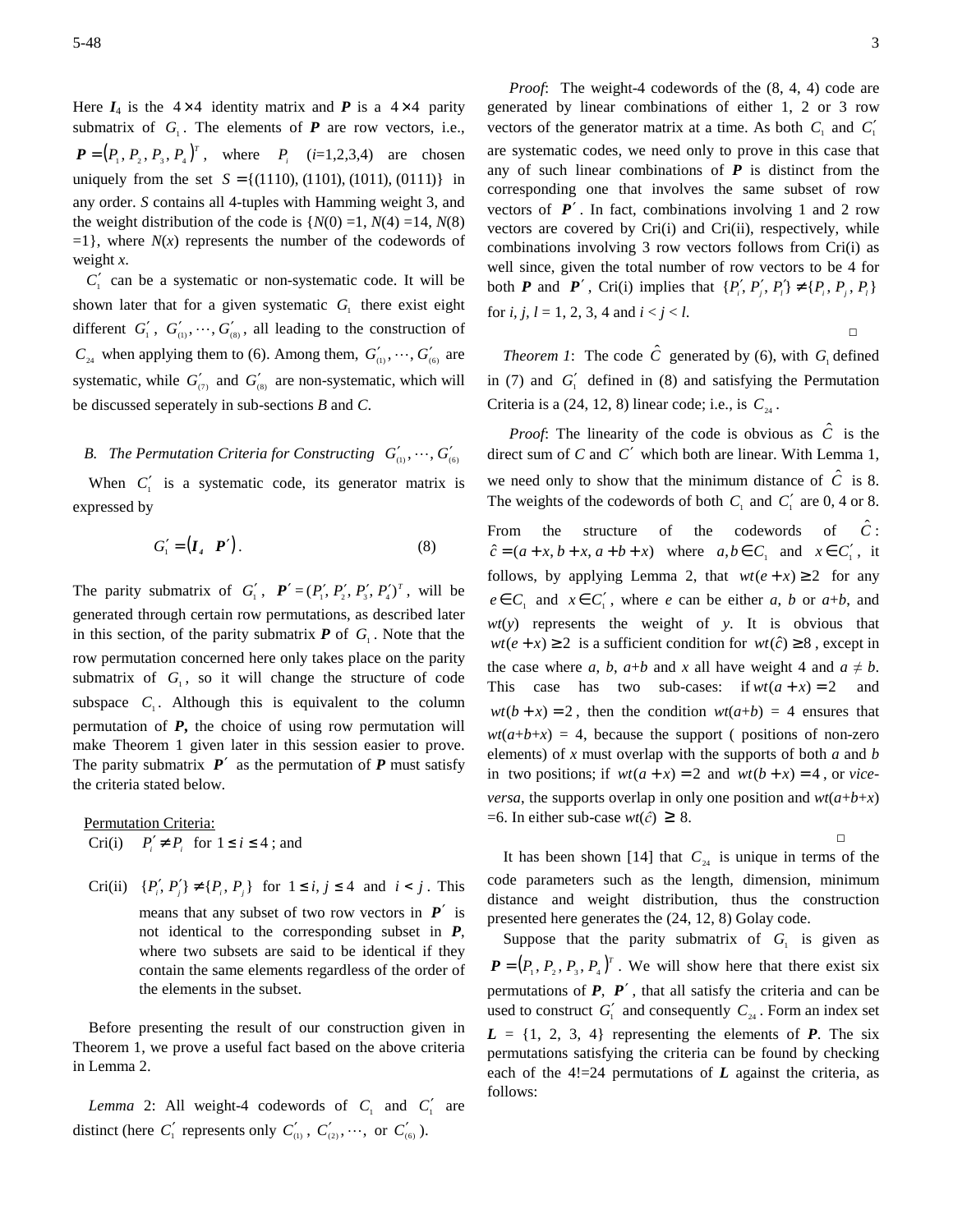Here $\boldsymbol{I}_4$ is the $4\times 4$ identity matrix and $\boldsymbol{P}$ is a $4\times 4$ parity submatrix of $G_1$. The elements of $\boldsymbol{P}$ are row vectors, i.e., $\boldsymbol{P} = (P_1, P_2, P_3, P_4)^T$, where $P_i$ ($i$=1,2,3,4) are chosen uniquely from the set $S = \{(1110), (1101), (1011), (0111)\}$ in any order. *S* contains all 4-tuples with Hamming weight 3, and the weight distribution of the code is {$N$(0) =1, $N$(4) =14, $N$(8) =1}, where $N(x)$ represents the number of the codewords of weight *x*.

$C_1'$ can be a systematic or non-systematic code. It will be shown later that for a given systematic $G_1$ there exist eight different $G_1'$, $G_{(1)}', \cdots, G_{(8)}'$, all leading to the construction of $C_{24}$ when applying them to (6). Among them, $G_{(1)}', \cdots, G_{(6)}'$ are systematic, while $G_{(7)}'$ and $G_{(8)}'$ are non-systematic, which will be discussed seperately in sub-sections *B* and *C*.

### B. The Permutation Criteria for Constructing $G_{(1)}', \cdots, G_{(6)}'$

When $C_1'$ is a systematic code, its generator matrix is expressed by

$$G_1' = \begin{pmatrix}\boldsymbol{I}_4 & \boldsymbol{P}'\end{pmatrix}. \tag{8}$$

The parity submatrix of $G_1'$, $\boldsymbol{P}' = (P_1', P_2', P_3', P_4')^T$, will be generated through certain row permutations, as described later in this section, of the parity submatrix $\boldsymbol{P}$ of $G_1$. Note that the row permutation concerned here only takes place on the parity submatrix of $G_1$, so it will change the structure of code subspace $C_1$. Although this is equivalent to the column permutation of $\boldsymbol{P}$, the choice of using row permutation will make Theorem 1 given later in this session easier to prove. The parity submatrix $\boldsymbol{P}'$ as the permutation of $\boldsymbol{P}$ must satisfy the criteria stated below.

Permutation Criteria:

Cri(i) $P_i' \neq P_i$ for $1 \le i \le 4$; and

Cri(ii) $\{P_i', P_j'\} \neq \{P_i, P_j\}$ for $1 \le i, j \le 4$ and $i < j$. This means that any subset of two row vectors in $\boldsymbol{P}'$ is not identical to the corresponding subset in $\boldsymbol{P}$, where two subsets are said to be identical if they contain the same elements regardless of the order of the elements in the subset.

Before presenting the result of our construction given in Theorem 1, we prove a useful fact based on the above criteria in Lemma 2.

*Lemma* 2: All weight-4 codewords of $C_1$ and $C_1'$ are distinct (here $C_1'$ represents only $C_{(1)}'$, $C_{(2)}', \cdots,$ or $C_{(6)}'$).

*Proof*: The weight-4 codewords of the (8, 4, 4) code are generated by linear combinations of either 1, 2 or 3 row vectors of the generator matrix at a time. As both $C_1$ and $C_1'$ are systematic codes, we need only to prove in this case that any of such linear combinations of $\boldsymbol{P}$ is distinct from the corresponding one that involves the same subset of row vectors of $\boldsymbol{P}'$. In fact, combinations involving 1 and 2 row vectors are covered by Cri(i) and Cri(ii), respectively, while combinations involving 3 row vectors follows from Cri(i) as well since, given the total number of row vectors to be 4 for both $\boldsymbol{P}$ and $\boldsymbol{P}'$, Cri(i) implies that $\{P_i', P_j', P_l'\} \neq \{P_i, P_j, P_l\}$ for *i, j, l* = 1, 2, 3, 4 and $i < j < l$.

□

*Theorem 1*: The code $\hat{C}$ generated by (6), with $G_1$ defined in (7) and $G_1'$ defined in (8) and satisfying the Permutation Criteria is a (24, 12, 8) linear code; i.e., is $C_{24}$.

*Proof*: The linearity of the code is obvious as $\hat{C}$ is the direct sum of *C* and $C'$ which both are linear. With Lemma 1, we need only to show that the minimum distance of $\hat{C}$ is 8. The weights of the codewords of both $C_1$ and $C_1'$ are 0, 4 or 8. From the structure of the codewords of $\hat{C}$: $\hat{c} = (a + x, b + x, a + b + x)$ where $a, b \in C_1$ and $x \in C_1'$, it follows, by applying Lemma 2, that $wt(e + x) \ge 2$ for any $e \in C_1$ and $x \in C_1'$, where *e* can be either *a*, *b* or *a*+*b*, and $wt(y)$ represents the weight of *y*. It is obvious that $wt(e + x) \ge 2$ is a sufficient condition for $wt(\hat{c}) \ge 8$, except in the case where *a*, *b*, *a*+*b* and *x* all have weight 4 and $a \neq b$. This case has two sub-cases: if $wt(a + x) = 2$ and $wt(b + x) = 2$, then the condition $wt(a+b)$ = 4 ensures that $wt(a+b+x)$ = 4, because the support ( positions of non-zero elements) of *x* must overlap with the supports of both *a* and *b* in two positions; if $wt(a + x) = 2$ and $wt(b + x) = 4$, or *vice-versa*, the supports overlap in only one position and $wt(a+b+x)$ =6. In either sub-case $wt(\hat{c}) \ge 8$.

□

It has been shown [14] that $C_{24}$ is unique in terms of the code parameters such as the length, dimension, minimum distance and weight distribution, thus the construction presented here generates the (24, 12, 8) Golay code.

Suppose that the parity submatrix of $G_1$ is given as $\boldsymbol{P} = (P_1, P_2, P_3, P_4)^T$. We will show here that there exist six permutations of $\boldsymbol{P}$, $\boldsymbol{P}'$, that all satisfy the criteria and can be used to construct $G_1'$ and consequently $C_{24}$. Form an index set $\boldsymbol{L}$ = {1, 2, 3, 4} representing the elements of $\boldsymbol{P}$. The six permutations satisfying the criteria can be found by checking each of the 4!=24 permutations of $\boldsymbol{L}$ against the criteria, as follows: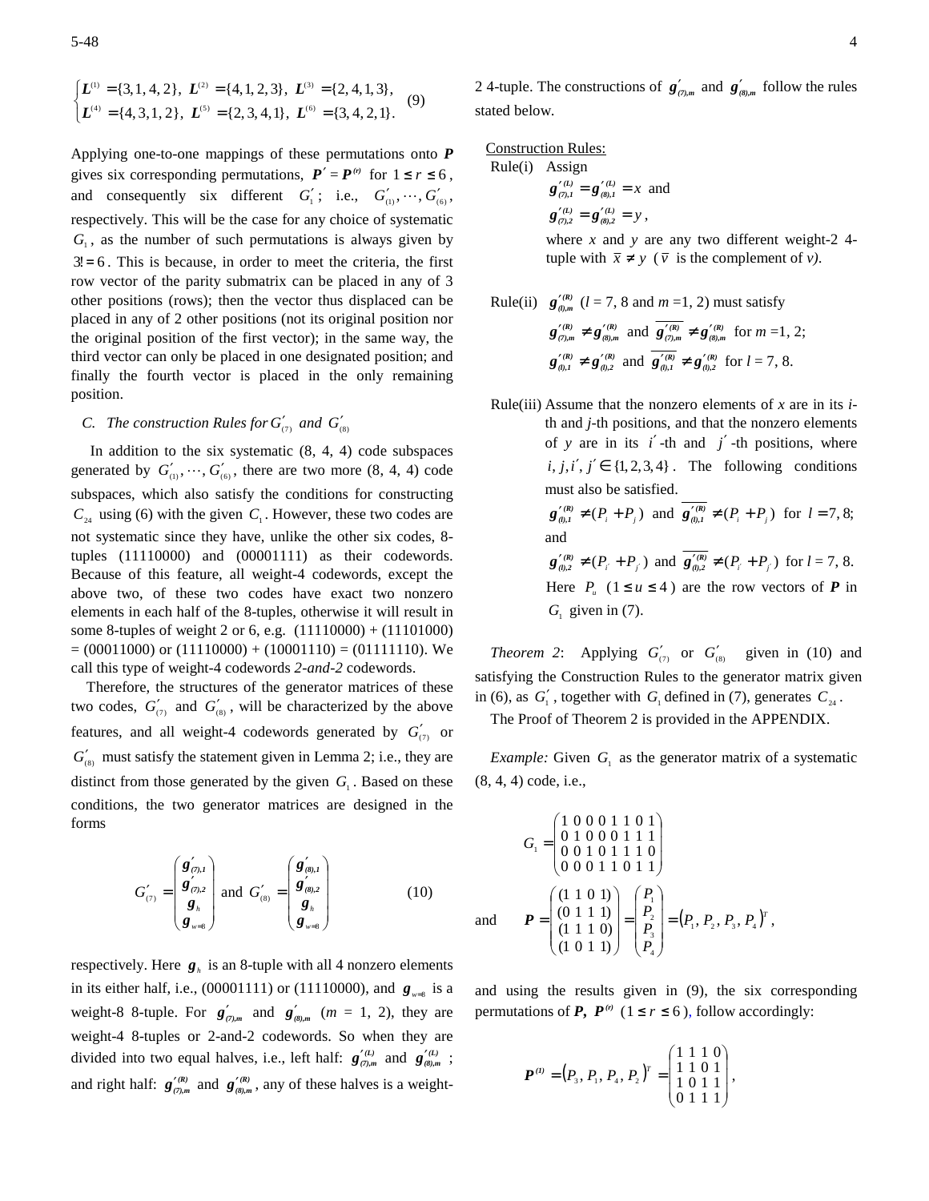$$\begin{cases} \boldsymbol{L}^{(1)} = \{3, 1, 4, 2\},\ \boldsymbol{L}^{(2)} = \{4, 1, 2, 3\},\ \boldsymbol{L}^{(3)} = \{2, 4, 1, 3\}, \\ \boldsymbol{L}^{(4)} = \{4, 3, 1, 2\},\ \boldsymbol{L}^{(5)} = \{2, 3, 4, 1\},\ \boldsymbol{L}^{(6)} = \{3, 4, 2, 1\}. \end{cases} \quad (9)$$

Applying one-to-one mappings of these permutations onto $\boldsymbol{P}$ gives six corresponding permutations, $\boldsymbol{P}' = \boldsymbol{P}^{(r)}$ for $1 \le r \le 6$, and consequently six different $G_1'$; i.e., $G_{(1)}', \cdots, G_{(6)}'$, respectively. This will be the case for any choice of systematic $G_1$, as the number of such permutations is always given by $3! = 6$. This is because, in order to meet the criteria, the first row vector of the parity submatrix can be placed in any of 3 other positions (rows); then the vector thus displaced can be placed in any of 2 other positions (not its original position nor the original position of the first vector); in the same way, the third vector can only be placed in one designated position; and finally the fourth vector is placed in the only remaining position.

### *C. The construction Rules for $G_{(7)}'$ and $G_{(8)}'$*

In addition to the six systematic (8, 4, 4) code subspaces generated by $G_{(1)}', \cdots, G_{(6)}'$, there are two more (8, 4, 4) code subspaces, which also satisfy the conditions for constructing $C_{24}$ using (6) with the given $C_1$. However, these two codes are not systematic since they have, unlike the other six codes, 8-tuples (11110000) and (00001111) as their codewords. Because of this feature, all weight-4 codewords, except the above two, of these two codes have exact two nonzero elements in each half of the 8-tuples, otherwise it will result in some 8-tuples of weight 2 or 6, e.g. (11110000) + (11101000) = (00011000) or (11110000) + (10001110) = (01111110). We call this type of weight-4 codewords *2-and-2* codewords.

Therefore, the structures of the generator matrices of these two codes, $G_{(7)}'$ and $G_{(8)}'$, will be characterized by the above features, and all weight-4 codewords generated by $G_{(7)}'$ or $G_{(8)}'$ must satisfy the statement given in Lemma 2; i.e., they are distinct from those generated by the given $G_1$. Based on these conditions, the two generator matrices are designed in the forms

$$G_{(7)}' = \begin{pmatrix} \boldsymbol{g}_{(7),1}' \\ \boldsymbol{g}_{(7),2}' \\ \boldsymbol{g}_h \\ \boldsymbol{g}_{w=8} \end{pmatrix} \text{ and } G_{(8)}' = \begin{pmatrix} \boldsymbol{g}_{(8),1}' \\ \boldsymbol{g}_{(8),2}' \\ \boldsymbol{g}_h \\ \boldsymbol{g}_{w=8} \end{pmatrix} \quad (10)$$

respectively. Here $\boldsymbol{g}_h$ is an 8-tuple with all 4 nonzero elements in its either half, i.e., (00001111) or (11110000), and $\boldsymbol{g}_{w=8}$ is a weight-8 8-tuple. For $\boldsymbol{g}_{(7),m}'$ and $\boldsymbol{g}_{(8),m}'$ ($m$ = 1, 2), they are weight-4 8-tuples or 2-and-2 codewords. So when they are divided into two equal halves, i.e., left half: $\boldsymbol{g}_{(7),m}'^{(L)}$ and $\boldsymbol{g}_{(8),m}'^{(L)}$; and right half: $\boldsymbol{g}_{(7),m}'^{(R)}$ and $\boldsymbol{g}_{(8),m}'^{(R)}$, any of these halves is a weight-2 4-tuple. The constructions of $\boldsymbol{g}_{(7),m}'$ and $\boldsymbol{g}_{(8),m}'$ follow the rules stated below.

Construction Rules:

Rule(i) Assign

$\boldsymbol{g}_{(7),1}'^{(L)} = \boldsymbol{g}_{(8),1}'^{(L)} = x$ and

$\boldsymbol{g}_{(7),2}'^{(L)} = \boldsymbol{g}_{(8),2}'^{(L)} = y$,

where *x* and *y* are any two different weight-2 4-tuple with $\bar{x} \ne y$ ($\bar{v}$ is the complement of *v*).

Rule(ii) $\boldsymbol{g}_{(l),m}'^{(R)}$ ($l$ = 7, 8 and $m$ =1, 2) must satisfy

$\boldsymbol{g}_{(7),m}'^{(R)} \ne \boldsymbol{g}_{(8),m}'^{(R)}$ and $\overline{\boldsymbol{g}_{(7),m}'^{(R)}} \ne \boldsymbol{g}_{(8),m}'^{(R)}$ for $m$ =1, 2;

$\boldsymbol{g}_{(l),1}'^{(R)} \ne \boldsymbol{g}_{(l),2}'^{(R)}$ and $\overline{\boldsymbol{g}_{(l),1}'^{(R)}} \ne \boldsymbol{g}_{(l),2}'^{(R)}$ for $l$ = 7, 8.

Rule(iii) Assume that the nonzero elements of *x* are in its *i*-th and *j*-th positions, and that the nonzero elements of *y* are in its $i'$-th and $j'$-th positions, where $i, j, i', j' \in \{1, 2, 3, 4\}$. The following conditions must also be satisfied.

$\boldsymbol{g}_{(l),1}'^{(R)} \ne (P_i + P_j)$ and $\overline{\boldsymbol{g}_{(l),1}'^{(R)}} \ne (P_i + P_j)$ for $l = 7, 8$;

and

$\boldsymbol{g}_{(l),2}'^{(R)} \ne (P_{i'} + P_{j'})$ and $\overline{\boldsymbol{g}_{(l),2}'^{(R)}} \ne (P_{i'} + P_{j'})$ for $l$ = 7, 8.

Here $P_u$ ($1 \le u \le 4$) are the row vectors of $\boldsymbol{P}$ in $G_1$ given in (7).

*Theorem 2*: Applying $G_{(7)}'$ or $G_{(8)}'$ given in (10) and satisfying the Construction Rules to the generator matrix given in (6), as $G_1'$, together with $G_1$ defined in (7), generates $C_{24}$.

The Proof of Theorem 2 is provided in the APPENDIX.

*Example:* Given $G_1$ as the generator matrix of a systematic (8, 4, 4) code, i.e.,

$$G_1 = \begin{pmatrix} 1\,0\,0\,0\,1\,1\,0\,1 \\ 0\,1\,0\,0\,0\,1\,1\,1 \\ 0\,0\,1\,0\,1\,1\,1\,0 \\ 0\,0\,0\,1\,1\,0\,1\,1 \end{pmatrix}$$

and
$$\boldsymbol{P} = \begin{pmatrix} (1\ 1\ 0\ 1) \\ (0\ 1\ 1\ 1) \\ (1\ 1\ 1\ 0) \\ (1\ 0\ 1\ 1) \end{pmatrix} = \begin{pmatrix} P_1 \\ P_2 \\ P_3 \\ P_4 \end{pmatrix} = (P_1, P_2, P_3, P_4)^T,$$

and using the results given in (9), the six corresponding permutations of $\boldsymbol{P}$, $\boldsymbol{P}^{(r)}$ ($1 \le r \le 6$), follow accordingly:

$$\boldsymbol{P}^{(1)} = (P_3, P_1, P_4, P_2)^T = \begin{pmatrix} 1\,1\,1\,0 \\ 1\,1\,0\,1 \\ 1\,0\,1\,1 \\ 0\,1\,1\,1 \end{pmatrix},$$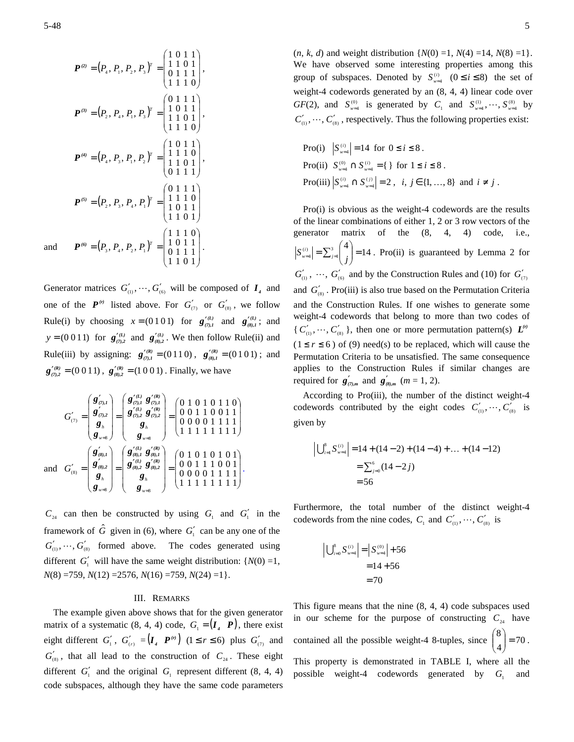$$\boldsymbol{P}^{(2)} = (P_4, P_1, P_2, P_3)^T = \begin{pmatrix} 1\ 0\ 1\ 1 \\ 1\ 1\ 0\ 1 \\ 0\ 1\ 1\ 1 \\ 1\ 1\ 1\ 0 \end{pmatrix},$$

$$\boldsymbol{P}^{(3)} = (P_2, P_4, P_1, P_3)^T = \begin{pmatrix} 0\ 1\ 1\ 1 \\ 1\ 0\ 1\ 1 \\ 1\ 1\ 0\ 1 \\ 1\ 1\ 1\ 0 \end{pmatrix},$$

$$\boldsymbol{P}^{(4)} = (P_4, P_3, P_1, P_2)^T = \begin{pmatrix} 1\ 0\ 1\ 1 \\ 1\ 1\ 1\ 0 \\ 1\ 1\ 0\ 1 \\ 0\ 1\ 1\ 1 \end{pmatrix},$$

$$\boldsymbol{P}^{(5)} = (P_2, P_3, P_4, P_1)^T = \begin{pmatrix} 0\ 1\ 1\ 1 \\ 1\ 1\ 1\ 0 \\ 1\ 0\ 1\ 1 \\ 1\ 1\ 0\ 1 \end{pmatrix}$$

and $$\boldsymbol{P}^{(6)} = (P_3, P_4, P_2, P_1)^T = \begin{pmatrix} 1\ 1\ 1\ 0 \\ 1\ 0\ 1\ 1 \\ 0\ 1\ 1\ 1 \\ 1\ 1\ 0\ 1 \end{pmatrix}.$$

Generator matrices $G'_{(1)}, \cdots, G'_{(6)}$ will be composed of $\boldsymbol{I_4}$ and one of the $\boldsymbol{P}^{(r)}$ listed above. For $G'_{(7)}$ or $G'_{(8)}$, we follow Rule(i) by choosing $x = (0\,1\,0\,1)$ for $\boldsymbol{g}'^{(L)}_{(7),1}$ and $\boldsymbol{g}'^{(L)}_{(8),1}$; and $y = (0\,0\,1\,1)$ for $\boldsymbol{g}'^{(L)}_{(7),2}$ and $\boldsymbol{g}'^{(L)}_{(8),2}$. We then follow Rule(ii) and Rule(iii) by assigning: $\boldsymbol{g}'^{(R)}_{(7),1} = (0\,1\,1\,0)$, $\boldsymbol{g}'^{(R)}_{(8),1} = (0\,1\,0\,1)$; and $\boldsymbol{g}'^{(R)}_{(7),2} = (0\,0\,1\,1)$, $\boldsymbol{g}'^{(R)}_{(8),2} = (1\,0\,0\,1)$. Finally, we have

$$G'_{(7)} = \begin{pmatrix} \boldsymbol{g}'_{(7),1} \\ \boldsymbol{g}'_{(7),2} \\ \boldsymbol{g}_h \\ \boldsymbol{g}_{w=8} \end{pmatrix} = \begin{pmatrix} \boldsymbol{g}'^{(L)}_{(7),1}\ \boldsymbol{g}'^{(R)}_{(7),1} \\ \boldsymbol{g}'^{(L)}_{(7),2}\ \boldsymbol{g}'^{(R)}_{(7),2} \\ \boldsymbol{g}_h \\ \boldsymbol{g}_{w=8} \end{pmatrix} = \begin{pmatrix} 0\ 1\ 0\ 1\ 0\ 1\ 1\ 0 \\ 0\ 0\ 1\ 1\ 0\ 0\ 1\ 1 \\ 0\ 0\ 0\ 0\ 1\ 1\ 1\ 1 \\ 1\ 1\ 1\ 1\ 1\ 1\ 1\ 1 \end{pmatrix}$$

and $$G'_{(8)} = \begin{pmatrix} \boldsymbol{g}'_{(8),1} \\ \boldsymbol{g}'_{(8),2} \\ \boldsymbol{g}_h \\ \boldsymbol{g}_{w=8} \end{pmatrix} = \begin{pmatrix} \boldsymbol{g}'^{(L)}_{(8),1}\ \boldsymbol{g}'^{(R)}_{(8),1} \\ \boldsymbol{g}'^{(L)}_{(8),2}\ \boldsymbol{g}'^{(R)}_{(8),2} \\ \boldsymbol{g}_h \\ \boldsymbol{g}_{w=8} \end{pmatrix} = \begin{pmatrix} 0\ 1\ 0\ 1\ 0\ 1\ 0\ 1 \\ 0\ 0\ 1\ 1\ 1\ 0\ 0\ 1 \\ 0\ 0\ 0\ 0\ 1\ 1\ 1\ 1 \\ 1\ 1\ 1\ 1\ 1\ 1\ 1\ 1 \end{pmatrix}.$$

$C_{24}$ can then be constructed by using $G_1$ and $G'_1$ in the framework of $\hat{G}$ given in (6), where $G'_1$ can be any one of the $G'_{(1)}, \cdots, G'_{(8)}$ formed above. The codes generated using different $G'_1$ will have the same weight distribution: {$N(0)$ =1, $N(8)$ =759, $N(12)$ =2576, $N(16)$ =759, $N(24)$ =1}.

## III. Remarks

The example given above shows that for the given generator matrix of a systematic (8, 4, 4) code, $G_1 = (\boldsymbol{I_4}\ \ \boldsymbol{P})$, there exist eight different $G'_1$, $G'_{(r)} = (\boldsymbol{I_4}\ \ \boldsymbol{P}^{(r)})$ $(1 \le r \le 6)$ plus $G'_{(7)}$ and $G'_{(8)}$, that all lead to the construction of $C_{24}$. These eight different $G'_1$ and the original $G_1$ represent different (8, 4, 4) code subspaces, although they have the same code parameters (*n*, *k*, *d*) and weight distribution {$N(0)$ =1, $N(4)$ =14, $N(8)$ =1}. We have observed some interesting properties among this group of subspaces. Denoted by $S^{(i)}_{w=4}$ $(0 \le i \le 8)$ the set of weight-4 codewords generated by an (8, 4, 4) linear code over $GF(2)$, and $S^{(0)}_{w=4}$ is generated by $C_1$ and $S^{(1)}_{w=4}, \cdots, S^{(8)}_{w=4}$ by $C'_{(1)}, \cdots, C'_{(8)}$, respectively. Thus the following properties exist:

Pro(i) $\left|S^{(i)}_{w=4}\right| = 14$ for $0 \le i \le 8$.
Pro(ii) $S^{(0)}_{w=4} \cap S^{(i)}_{w=4} = \{\,\}$ for $1 \le i \le 8$.
Pro(iii) $\left|S^{(i)}_{w=4} \cap S^{(j)}_{w=4}\right| = 2$, $i, j \in \{1, \ldots, 8\}$ and $i \ne j$.

Pro(i) is obvious as the weight-4 codewords are the results of the linear combinations of either 1, 2 or 3 row vectors of the generator matrix of the (8, 4, 4) code, i.e., $\left|S^{(i)}_{w=4}\right| = \sum_{j=1}^{3} \binom{4}{j} = 14$. Pro(ii) is guaranteed by Lemma 2 for $G'_{(1)}, \cdots, G'_{(6)}$ and by the Construction Rules and (10) for $G'_{(7)}$ and $G'_{(8)}$. Pro(iii) is also true based on the Permutation Criteria and the Construction Rules. If one wishes to generate some weight-4 codewords that belong to more than two codes of {$C'_{(1)}, \cdots, C'_{(8)}$}, then one or more permutation pattern(s) $\boldsymbol{L}^{(r)}$ $(1 \le r \le 6)$ of (9) need(s) to be replaced, which will cause the Permutation Criteria to be unsatisfied. The same consequence applies to the Construction Rules if similar changes are required for $\boldsymbol{g}'_{(7),m}$ and $\boldsymbol{g}'_{(8),m}$ $(m = 1, 2)$.

According to Pro(iii), the number of the distinct weight-4 codewords contributed by the eight codes $C'_{(1)}, \cdots, C'_{(8)}$ is given by

$$\begin{aligned} \left|\bigcup_{i=1}^{8} S^{(i)}_{w=4}\right| &= 14 + (14-2) + (14-4) + \ldots + (14-12) \\ &= \sum_{j=0}^{6} (14 - 2j) \\ &= 56 \end{aligned}$$

Furthermore, the total number of the distinct weight-4 codewords from the nine codes, $C_1$ and $C'_{(1)}, \cdots, C'_{(8)}$ is

$$\begin{aligned} \left|\bigcup_{i=0}^{8} S^{(i)}_{w=4}\right| &= \left|S^{(0)}_{w=4}\right| + 56 \\ &= 14 + 56 \\ &= 70 \end{aligned}$$

This figure means that the nine (8, 4, 4) code subspaces used in our scheme for the purpose of constructing $C_{24}$ have contained all the possible weight-4 8-tuples, since $\binom{8}{4} = 70$. This property is demonstrated in TABLE I, where all the possible weight-4 codewords generated by $G_1$ and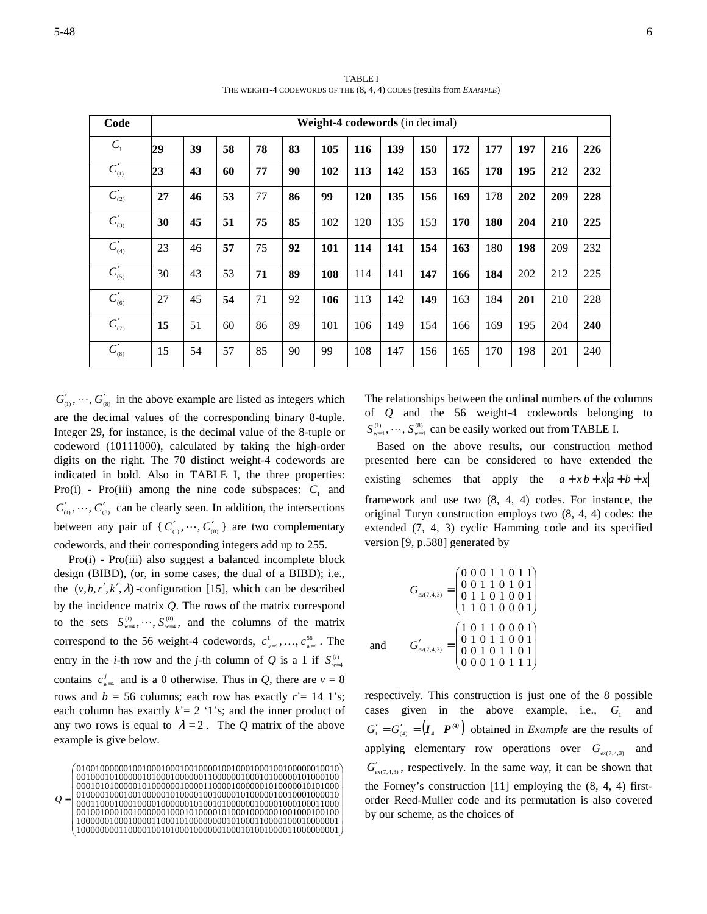TABLE I
THE WEIGHT-4 CODEWORDS OF THE (8, 4, 4) CODES (results from *EXAMPLE*)

| Code | Weight-4 codewords (in decimal) | | | | | | | | | | | | | |
|---|---|---|---|---|---|---|---|---|---|---|---|---|---|---|
| $C_1$ | **29** | **39** | **58** | **78** | **83** | **105** | **116** | **139** | **150** | **172** | **177** | **197** | **216** | **226** |
| $C'_{(1)}$ | **23** | **43** | **60** | **77** | **90** | **102** | **113** | **142** | **153** | **165** | **178** | **195** | **212** | **232** |
| $C'_{(2)}$ | **27** | **46** | **53** | 77 | **86** | **99** | **120** | **135** | **156** | **169** | 178 | **202** | **209** | **228** |
| $C'_{(3)}$ | **30** | **45** | **51** | **75** | **85** | 102 | 120 | 135 | 153 | **170** | **180** | **204** | **210** | **225** |
| $C'_{(4)}$ | 23 | 46 | **57** | 75 | **92** | **101** | **114** | **141** | **154** | **163** | 180 | **198** | 209 | 232 |
| $C'_{(5)}$ | 30 | 43 | 53 | **71** | **89** | **108** | 114 | 141 | **147** | **166** | **184** | 202 | 212 | 225 |
| $C'_{(6)}$ | 27 | 45 | **54** | 71 | 92 | **106** | 113 | 142 | **149** | 163 | 184 | **201** | 210 | 228 |
| $C'_{(7)}$ | **15** | 51 | 60 | 86 | 89 | 101 | 106 | 149 | 154 | 166 | 169 | 195 | 204 | **240** |
| $C'_{(8)}$ | 15 | 54 | 57 | 85 | 90 | 99 | 108 | 147 | 156 | 165 | 170 | 198 | 201 | 240 |

$G'_{(1)}, \cdots, G'_{(8)}$ in the above example are listed as integers which are the decimal values of the corresponding binary 8-tuple. Integer 29, for instance, is the decimal value of the 8-tuple or codeword (10111000), calculated by taking the high-order digits on the right. The 70 distinct weight-4 codewords are indicated in bold. Also in TABLE I, the three properties: Pro(i) - Pro(iii) among the nine code subspaces: $C_1$ and $C'_{(1)}, \cdots, C'_{(8)}$ can be clearly seen. In addition, the intersections between any pair of $\{C'_{(1)}, \cdots, C'_{(8)}\}$ are two complementary codewords, and their corresponding integers add up to 255.

Pro(i) - Pro(iii) also suggest a balanced incomplete block design (BIBD), (or, in some cases, the dual of a BIBD); i.e., the $(v, b, r', k', \lambda)$-configuration [15], which can be described by the incidence matrix $Q$. The rows of the matrix correspond to the sets $S^{(1)}_{w=4}, \cdots, S^{(8)}_{w=4}$, and the columns of the matrix correspond to the 56 weight-4 codewords, $c^1_{w=4}, \ldots, c^{56}_{w=4}$. The entry in the $i$-th row and the $j$-th column of $Q$ is a 1 if $S^{(i)}_{w=4}$ contains $c^j_{w=4}$ and is a 0 otherwise. Thus in $Q$, there are $v$ = 8 rows and $b$ = 56 columns; each row has exactly $r'$= 14 1's; each column has exactly $k'$= 2 '1's; and the inner product of any two rows is equal to $\lambda = 2$. The $Q$ matrix of the above example is give below.

$$Q = \begin{pmatrix} 01001000000100100010001001000010010001000100100000010010 \\ 00100001010000010100010000001100000010001010000010100010 0 \\ 00010101000001010000001000011000010000001010000010101000 \\ 01000001000100100000101000010010000101000001001000100010 \\ 00011000100010000100000010100101000000100001000100011000 \\ 00100100010010000000100010100001010001000000100100010010 0 \\ 10000001000100001100010100000000101000110000100010000001 \\ 10000000011000010010100010000000100010100100001100000000 1 \end{pmatrix}$$

The relationships between the ordinal numbers of the columns of $Q$ and the 56 weight-4 codewords belonging to $S^{(1)}_{w=4}, \cdots, S^{(8)}_{w=4}$ can be easily worked out from TABLE I.

Based on the above results, our construction method presented here can be considered to have extended the existing schemes that apply the $|a+x|b+x|a+b+x|$ framework and use two (8, 4, 4) codes. For instance, the original Turyn construction employs two (8, 4, 4) codes: the extended (7, 4, 3) cyclic Hamming code and its specified version [9, p.588] generated by

$$G_{ex(7,4,3)} = \begin{pmatrix} 0\ 0\ 0\ 1\ 1\ 0\ 1\ 1 \\ 0\ 0\ 1\ 1\ 0\ 1\ 0\ 1 \\ 0\ 1\ 1\ 0\ 1\ 0\ 0\ 1 \\ 1\ 1\ 0\ 1\ 0\ 0\ 0\ 1 \end{pmatrix}$$

and

$$G'_{ex(7,4,3)} = \begin{pmatrix} 1\ 0\ 1\ 1\ 0\ 0\ 0\ 1 \\ 0\ 1\ 0\ 1\ 1\ 0\ 0\ 1 \\ 0\ 0\ 1\ 0\ 1\ 1\ 0\ 1 \\ 0\ 0\ 0\ 1\ 0\ 1\ 1\ 1 \end{pmatrix}$$

respectively. This construction is just one of the 8 possible cases given in the above example, i.e., $G_1$ and $G'_1 = G'_{(4)} = (\boldsymbol{I_4} \quad \boldsymbol{P^{(4)}})$ obtained in *Example* are the results of applying elementary row operations over $G_{ex(7,4,3)}$ and $G'_{ex(7,4,3)}$, respectively. In the same way, it can be shown that the Forney's construction [11] employing the (8, 4, 4) first-order Reed-Muller code and its permutation is also covered by our scheme, as the choices of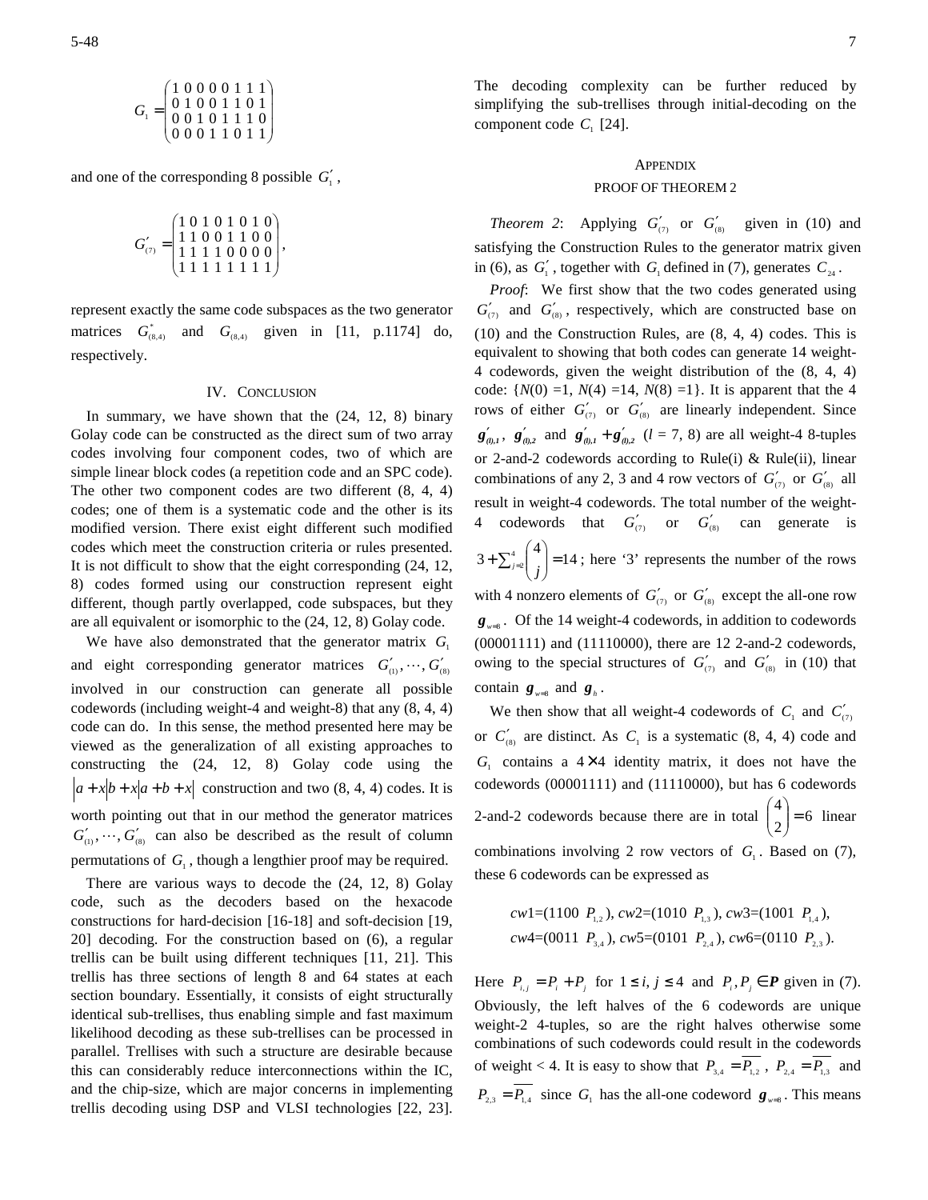$$G_1 = \begin{pmatrix} 1\,0\,0\,0\,0\,1\,1\,1 \\ 0\,1\,0\,0\,1\,1\,0\,1 \\ 0\,0\,1\,0\,1\,1\,1\,0 \\ 0\,0\,0\,1\,1\,0\,1\,1 \end{pmatrix}$$

and one of the corresponding 8 possible $G_1'$,

$$G_{(7)}' = \begin{pmatrix} 1\,0\,1\,0\,1\,0\,1\,0 \\ 1\,1\,0\,0\,1\,1\,0\,0 \\ 1\,1\,1\,1\,0\,0\,0\,0 \\ 1\,1\,1\,1\,1\,1\,1\,1 \end{pmatrix},$$

represent exactly the same code subspaces as the two generator matrices $G^*_{(8,4)}$ and $G_{(8,4)}$ given in [11, p.1174] do, respectively.

## IV. Conclusion

In summary, we have shown that the (24, 12, 8) binary Golay code can be constructed as the direct sum of two array codes involving four component codes, two of which are simple linear block codes (a repetition code and an SPC code). The other two component codes are two different (8, 4, 4) codes; one of them is a systematic code and the other is its modified version. There exist eight different such modified codes which meet the construction criteria or rules presented. It is not difficult to show that the eight corresponding (24, 12, 8) codes formed using our construction represent eight different, though partly overlapped, code subspaces, but they are all equivalent or isomorphic to the (24, 12, 8) Golay code.

We have also demonstrated that the generator matrix $G_1$ and eight corresponding generator matrices $G_{(1)}', \cdots, G_{(8)}'$ involved in our construction can generate all possible codewords (including weight-4 and weight-8) that any (8, 4, 4) code can do. In this sense, the method presented here may be viewed as the generalization of all existing approaches to constructing the (24, 12, 8) Golay code using the $|a + x|b + x|a + b + x|$ construction and two (8, 4, 4) codes. It is worth pointing out that in our method the generator matrices $G_{(1)}', \cdots, G_{(8)}'$ can also be described as the result of column permutations of $G_1$, though a lengthier proof may be required.

There are various ways to decode the (24, 12, 8) Golay code, such as the decoders based on the hexacode constructions for hard-decision [16-18] and soft-decision [19, 20] decoding. For the construction based on (6), a regular trellis can be built using different techniques [11, 21]. This trellis has three sections of length 8 and 64 states at each section boundary. Essentially, it consists of eight structurally identical sub-trellises, thus enabling simple and fast maximum likelihood decoding as these sub-trellises can be processed in parallel. Trellises with such a structure are desirable because this can considerably reduce interconnections within the IC, and the chip-size, which are major concerns in implementing trellis decoding using DSP and VLSI technologies [22, 23]. The decoding complexity can be further reduced by simplifying the sub-trellises through initial-decoding on the component code $C_1$ [24].

## Appendix

### Proof of Theorem 2

*Theorem 2*: Applying $G_{(7)}'$ or $G_{(8)}'$ given in (10) and satisfying the Construction Rules to the generator matrix given in (6), as $G_1'$, together with $G_1$ defined in (7), generates $C_{24}$.

*Proof*: We first show that the two codes generated using $G_{(7)}'$ and $G_{(8)}'$, respectively, which are constructed base on (10) and the Construction Rules, are (8, 4, 4) codes. This is equivalent to showing that both codes can generate 14 weight-4 codewords, given the weight distribution of the (8, 4, 4) code: {$N(0)$ =1, $N(4)$ =14, $N(8)$ =1}. It is apparent that the 4 rows of either $G_{(7)}'$ or $G_{(8)}'$ are linearly independent. Since $\boldsymbol{g}_{(l),1}'$, $\boldsymbol{g}_{(l),2}'$ and $\boldsymbol{g}_{(l),1}' + \boldsymbol{g}_{(l),2}'$ ($l$ = 7, 8) are all weight-4 8-tuples or 2-and-2 codewords according to Rule(i) & Rule(ii), linear combinations of any 2, 3 and 4 row vectors of $G_{(7)}'$ or $G_{(8)}'$ all result in weight-4 codewords. The total number of the weight-4 codewords that $G_{(7)}'$ or $G_{(8)}'$ can generate is $3 + \sum_{j=2}^{4} \binom{4}{j} = 14$; here '3' represents the number of the rows with 4 nonzero elements of $G_{(7)}'$ or $G_{(8)}'$ except the all-one row $\boldsymbol{g}_{w=8}$. Of the 14 weight-4 codewords, in addition to codewords (00001111) and (11110000), there are 12 2-and-2 codewords, owing to the special structures of $G_{(7)}'$ and $G_{(8)}'$ in (10) that contain $\boldsymbol{g}_{w=8}$ and $\boldsymbol{g}_h$.

We then show that all weight-4 codewords of $C_1$ and $C_{(7)}'$ or $C_{(8)}'$ are distinct. As $C_1$ is a systematic (8, 4, 4) code and $G_1$ contains a 4×4 identity matrix, it does not have the codewords (00001111) and (11110000), but has 6 codewords 2-and-2 codewords because there are in total $\binom{4}{2} = 6$ linear combinations involving 2 row vectors of $G_1$. Based on (7), these 6 codewords can be expressed as

$cw1$=(1100 $P_{1,2}$), $cw2$=(1010 $P_{1,3}$), $cw3$=(1001 $P_{1,4}$),
$cw4$=(0011 $P_{3,4}$), $cw5$=(0101 $P_{2,4}$), $cw6$=(0110 $P_{2,3}$).

Here $P_{i,j} = P_i + P_j$ for $1 \le i, j \le 4$ and $P_i, P_j \in \boldsymbol{P}$ given in (7). Obviously, the left halves of the 6 codewords are unique weight-2 4-tuples, so are the right halves otherwise some combinations of such codewords could result in the codewords of weight < 4. It is easy to show that $P_{3,4} = \overline{P_{1,2}}$, $P_{2,4} = \overline{P_{1,3}}$ and $P_{2,3} = \overline{P_{1,4}}$ since $G_1$ has the all-one codeword $\boldsymbol{g}_{w=8}$. This means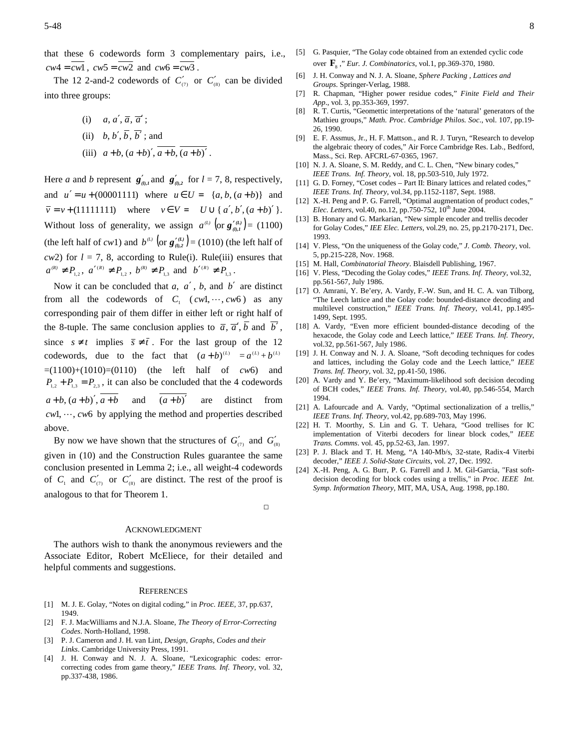that these 6 codewords form 3 complementary pairs, i.e., $cw4 = \overline{cw1}$, $cw5 = \overline{cw2}$ and $cw6 = \overline{cw3}$.

The 12 2-and-2 codewords of $C'_{(7)}$ or $C'_{(8)}$ can be divided into three groups:

(i) $a, a', \overline{a}, \overline{a'}$;

(ii) $b, b', \overline{b}, \overline{b'}$; and

(iii) $a+b, (a+b)', \overline{a+b}, \overline{(a+b)'}$.

Here $a$ and $b$ represent $\boldsymbol{g}'_{(l),1}$ and $\boldsymbol{g}'_{(l),2}$ for $l$ = 7, 8, respectively, and $u' = u + (00001111)$ where $u \in U = \{a, b, (a+b)\}$ and $\overline{v} = v + (11111111)$ where $v \in V = U \cup \{a', b', (a+b)'\}$. Without loss of generality, we assign $a^{(L)}$ $\left(\text{or } \boldsymbol{g}'^{(L)}_{(l),1}\right)$ = (1100) (the left half of $cw1$) and $b^{(L)}$ $\left(\text{or } \boldsymbol{g}'^{(L)}_{(l),2}\right)$ = (1010) (the left half of $cw2$) for $l$ = 7, 8, according to Rule(i). Rule(iii) ensures that $a^{(R)} \neq P_{1,2}$, $a'^{(R)} \neq P_{1,2}$, $b^{(R)} \neq P_{1,3}$ and $b'^{(R)} \neq P_{1,3}$.

Now it can be concluded that $a$, $a'$, $b$, and $b'$ are distinct from all the codewords of $C_1$ ($cw1, \cdots, cw6$) as any corresponding pair of them differ in either left or right half of the 8-tuple. The same conclusion applies to $\overline{a}, \overline{a'}, \overline{b}$ and $\overline{b'}$, since $s \neq t$ implies $\overline{s} \neq \overline{t}$. For the last group of the 12 codewords, due to the fact that $(a+b)^{(L)} = a^{(L)} + b^{(L)}$ =(1100)+(1010)=(0110) (the left half of $cw6$) and $P_{1,2} + P_{1,3} = P_{2,3}$, it can also be concluded that the 4 codewords $a+b, (a+b)', \overline{a+b}$ and $\overline{(a+b)'}$ are distinct from $cw1, \cdots, cw6$ by applying the method and properties described above.

By now we have shown that the structures of $G'_{(7)}$ and $G'_{(8)}$ given in (10) and the Construction Rules guarantee the same conclusion presented in Lemma 2; i.e., all weight-4 codewords of $C_1$ and $C'_{(7)}$ or $C'_{(8)}$ are distinct. The rest of the proof is analogous to that for Theorem 1.

□

## Acknowledgment

The authors wish to thank the anonymous reviewers and the Associate Editor, Robert McEliece, for their detailed and helpful comments and suggestions.

## References

[1] M. J. E. Golay, "Notes on digital coding," in *Proc. IEEE*, 37, pp.637, 1949.

[2] F. J. MacWilliams and N.J.A. Sloane, *The Theory of Error-Correcting Codes*. North-Holland, 1998.

[3] P. J. Cameron and J. H. van Lint, *Design, Graphs, Codes and their Links*. Cambridge University Press, 1991.

[4] J. H. Conway and N. J. A. Sloane, "Lexicographic codes: error-correcting codes from game theory," *IEEE Trans. Inf. Theory*, vol. 32, pp.337-438, 1986.

[5] G. Pasquier, "The Golay code obtained from an extended cyclic code over $\mathbf{F}_8$," *Eur. J. Combinatorics*, vol.1, pp.369-370, 1980.

[6] J. H. Conway and N. J. A. Sloane, *Sphere Packing , Lattices and Groups*. Springer-Verlag, 1988.

[7] R. Chapman, "Higher power residue codes," *Finite Field and Their App*., vol. 3, pp.353-369, 1997.

[8] R. T. Curtis, "Geomettic interpretations of the 'natural' generators of the Mathieu groups," *Math. Proc. Cambridge Philos. Soc*., vol. 107, pp.19-26, 1990.

[9] E. F. Assmus, Jr., H. F. Mattson., and R. J. Turyn, "Research to develop the algebraic theory of codes," Air Force Cambridge Res. Lab., Bedford, Mass., Sci. Rep. AFCRL-67-0365, 1967.

[10] N. J. A. Sloane, S. M. Reddy, and C. L. Chen, "New binary codes," *IEEE Trans. Inf. Theory*, vol. 18, pp.503-510, July 1972.

[11] G. D. Forney, "Coset codes – Part II: Binary lattices and related codes," *IEEE Trans. Inf. Theory*, vol.34, pp.1152-1187, Sept. 1988.

[12] X.-H. Peng and P. G. Farrell, "Optimal augmentation of product codes," *Elec. Letters*, vol.40, no.12, pp.750-752, 10th June 2004.

[13] B. Honary and G. Markarian, "New simple encoder and trellis decoder for Golay Codes," *IEE Elec. Letters*, vol.29, no. 25, pp.2170-2171, Dec. 1993.

[14] V. Pless, "On the uniqueness of the Golay code," *J. Comb. Theory*, vol. 5, pp.215-228, Nov. 1968.

[15] M. Hall, *Combinatorial Theory*. Blaisdell Publishing, 1967.

[16] V. Pless, "Decoding the Golay codes," *IEEE Trans. Inf. Theory*, vol.32, pp.561-567, July 1986.

[17] O. Amrani, Y. Be'ery, A. Vardy, F.-W. Sun, and H. C. A. van Tilborg, "The Leech lattice and the Golay code: bounded-distance decoding and multilevel construction," *IEEE Trans. Inf. Theory*, vol.41, pp.1495-1499, Sept. 1995.

[18] A. Vardy, "Even more efficient bounded-distance decoding of the hexacode, the Golay code and Leech lattice," *IEEE Trans. Inf. Theory*, vol.32, pp.561-567, July 1986.

[19] J. H. Conway and N. J. A. Sloane, "Soft decoding techniques for codes and lattices, including the Golay code and the Leech lattice," *IEEE Trans. Inf. Theory*, vol. 32, pp.41-50, 1986.

[20] A. Vardy and Y. Be'ery, "Maximum-likelihood soft decision decoding of BCH codes," *IEEE Trans. Inf. Theory*, vol.40, pp.546-554, March 1994.

[21] A. Lafourcade and A. Vardy, "Optimal sectionalization of a trellis," *IEEE Trans. Inf. Theory*, vol.42, pp.689-703, May 1996.

[22] H. T. Moorthy, S. Lin and G. T. Uehara, "Good trellises for IC implementation of Viterbi decoders for linear block codes," *IEEE Trans. Comms*. vol. 45, pp.52-63, Jan. 1997.

[23] P. J. Black and T. H. Meng, "A 140-Mb/s, 32-state, Radix-4 Viterbi decoder," *IEEE J. Solid-State Circuits*, vol. 27, Dec. 1992.

[24] X.-H. Peng, A. G. Burr, P. G. Farrell and J. M. Gil-Garcia, "Fast soft-decision decoding for block codes using a trellis," in *Proc. IEEE Int. Symp. Information Theory*, MIT, MA, USA, Aug. 1998, pp.180.